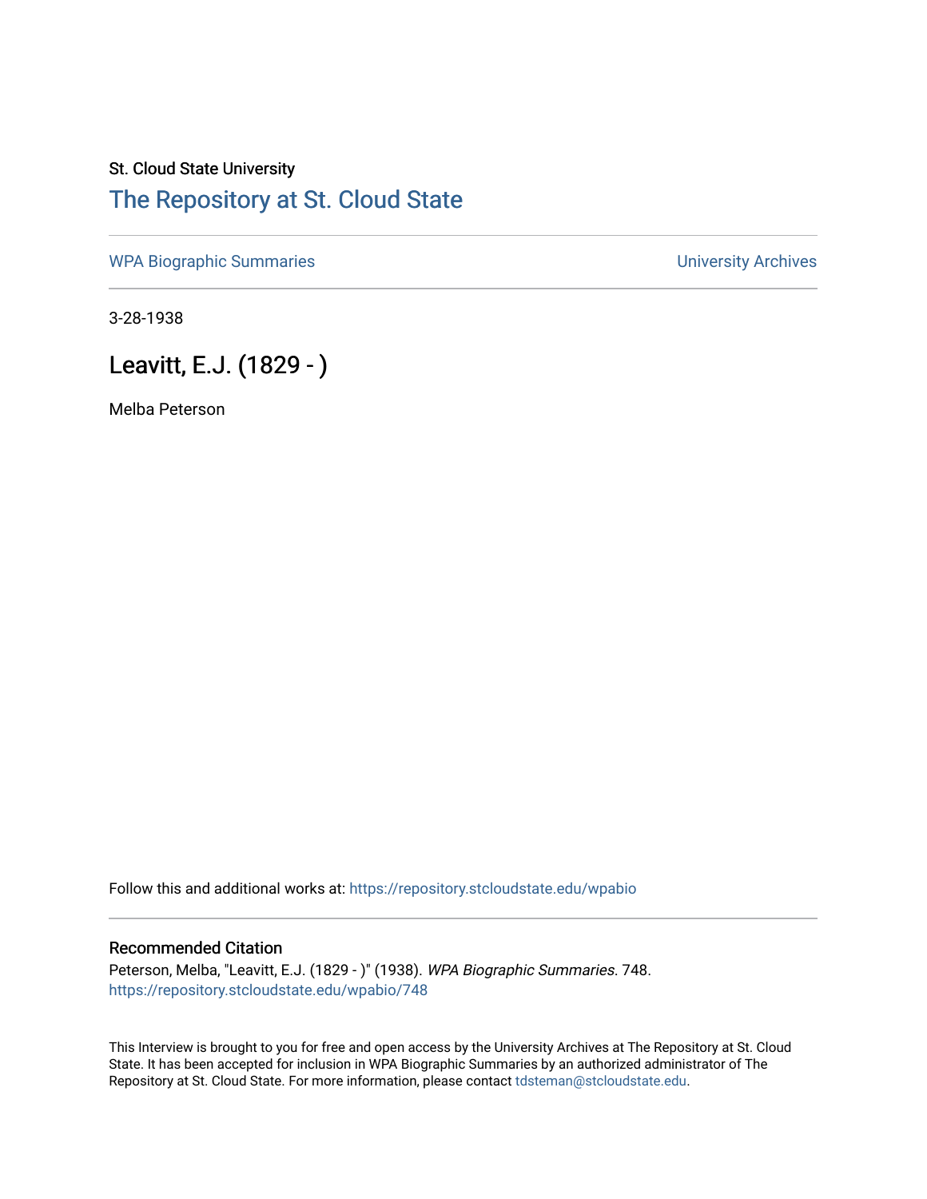St. Cloud State University

## The Repository at St. Cloud State

WPA Biographic Summaries | University Archives

3-28-1938

# Leavitt, E.J. (1829 - )

Melba Peterson

Follow this and additional works at: https://repository.stcloudstate.edu/wpabio

### Recommended Citation

Peterson, Melba, "Leavitt, E.J. (1829 - )" (1938). *WPA Biographic Summaries*. 748.
https://repository.stcloudstate.edu/wpabio/748

This Interview is brought to you for free and open access by the University Archives at The Repository at St. Cloud State. It has been accepted for inclusion in WPA Biographic Summaries by an authorized administrator of The Repository at St. Cloud State. For more information, please contact tdsteman@stcloudstate.edu.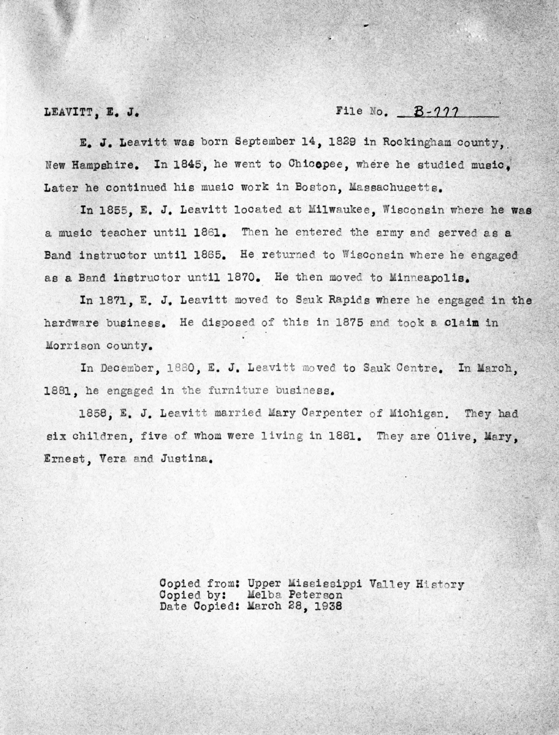LEAVITT, E. J. File No. B-777

E. J. Leavitt was born September 14, 1829 in Rockingham county, New Hampshire. In 1845, he went to Chicopee, where he studied music, Later he continued his music work in Boston, Massachusetts.

In 1855, E. J. Leavitt located at Milwaukee, Wisconsin where he was a music teacher until 1861. Then he entered the army and served as a Band instructor until 1865. He returned to Wisconsin where he engaged as a Band instructor until 1870. He then moved to Minneapolis.

In 1871, E. J. Leavitt moved to Sauk Rapids where he engaged in the hardware business. He disposed of this in 1875 and took a claim in Morrison county.

In December, 1880, E. J. Leavitt moved to Sauk Centre. In March, 1881, he engaged in the furniture business.

1858, E. J. Leavitt married Mary Carpenter of Michigan. They had six children, five of whom were living in 1881. They are Olive, Mary, Ernest, Vera and Justina.

Copied from: Upper Mississippi Valley History
Copied by: Melba Peterson
Date Copied: March 28, 1938